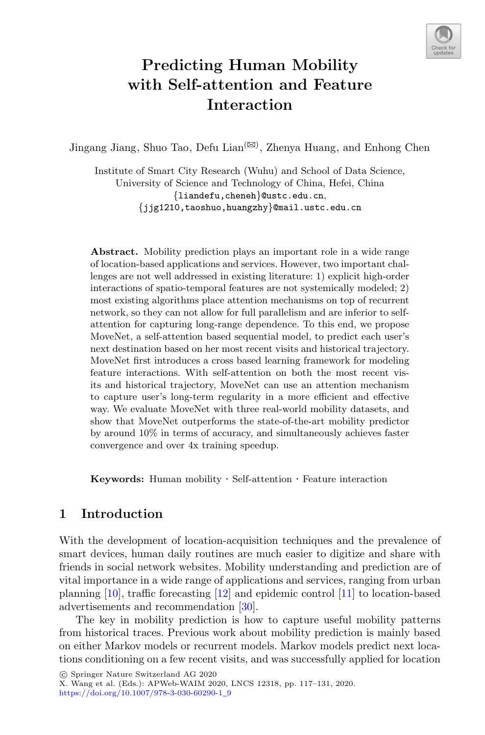# Predicting Human Mobility with Self-attention and Feature Interaction

Jingang Jiang, Shuo Tao, Defu Lian(✉), Zhenya Huang, and Enhong Chen

Institute of Smart City Research (Wuhu) and School of Data Science, University of Science and Technology of China, Hefei, China
{liandefu,cheneh}@ustc.edu.cn,
{jjg1210,taoshuo,huangzhy}@mail.ustc.edu.cn

**Abstract.** Mobility prediction plays an important role in a wide range of location-based applications and services. However, two important challenges are not well addressed in existing literature: 1) explicit high-order interactions of spatio-temporal features are not systemically modeled; 2) most existing algorithms place attention mechanisms on top of recurrent network, so they can not allow for full parallelism and are inferior to self-attention for capturing long-range dependence. To this end, we propose MoveNet, a self-attention based sequential model, to predict each user's next destination based on her most recent visits and historical trajectory. MoveNet first introduces a cross based learning framework for modeling feature interactions. With self-attention on both the most recent visits and historical trajectory, MoveNet can use an attention mechanism to capture user's long-term regularity in a more efficient and effective way. We evaluate MoveNet with three real-world mobility datasets, and show that MoveNet outperforms the state-of-the-art mobility predictor by around 10% in terms of accuracy, and simultaneously achieves faster convergence and over 4x training speedup.

**Keywords:** Human mobility · Self-attention · Feature interaction

## 1 Introduction

With the development of location-acquisition techniques and the prevalence of smart devices, human daily routines are much easier to digitize and share with friends in social network websites. Mobility understanding and prediction are of vital importance in a wide range of applications and services, ranging from urban planning [10], traffic forecasting [12] and epidemic control [11] to location-based advertisements and recommendation [30].

The key in mobility prediction is how to capture useful mobility patterns from historical traces. Previous work about mobility prediction is mainly based on either Markov models or recurrent models. Markov models predict next locations conditioning on a few recent visits, and was successfully applied for location

© Springer Nature Switzerland AG 2020
X. Wang et al. (Eds.): APWeb-WAIM 2020, LNCS 12318, pp. 117–131, 2020.
https://doi.org/10.1007/978-3-030-60290-1_9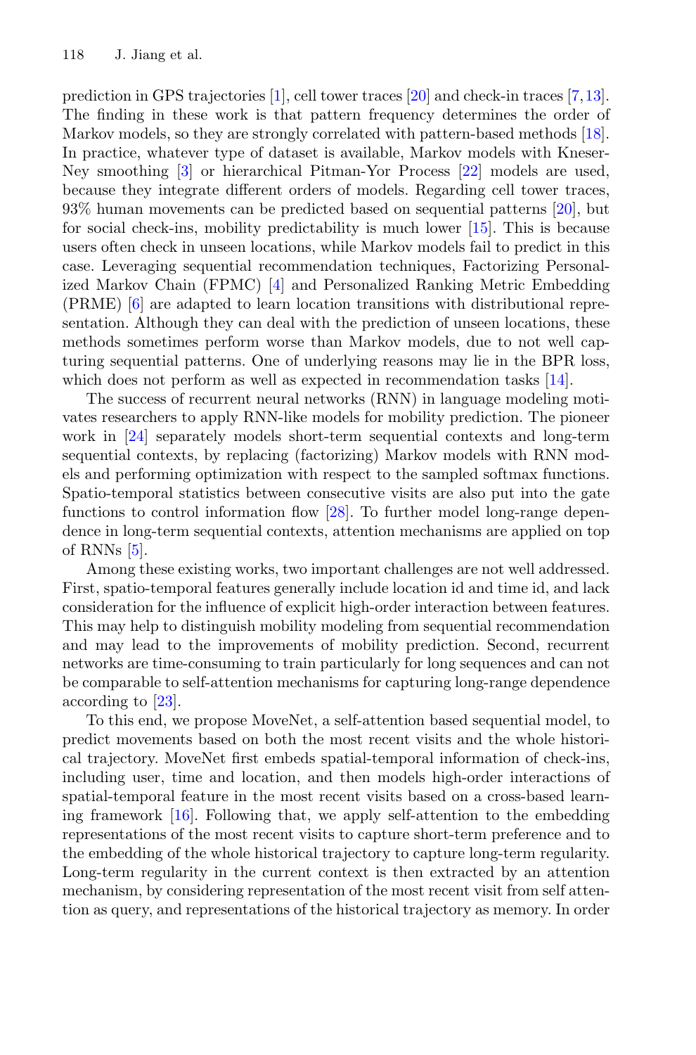prediction in GPS trajectories [1], cell tower traces [20] and check-in traces [7,13]. The finding in these work is that pattern frequency determines the order of Markov models, so they are strongly correlated with pattern-based methods [18]. In practice, whatever type of dataset is available, Markov models with Kneser-Ney smoothing [3] or hierarchical Pitman-Yor Process [22] models are used, because they integrate different orders of models. Regarding cell tower traces, 93% human movements can be predicted based on sequential patterns [20], but for social check-ins, mobility predictability is much lower [15]. This is because users often check in unseen locations, while Markov models fail to predict in this case. Leveraging sequential recommendation techniques, Factorizing Personalized Markov Chain (FPMC) [4] and Personalized Ranking Metric Embedding (PRME) [6] are adapted to learn location transitions with distributional representation. Although they can deal with the prediction of unseen locations, these methods sometimes perform worse than Markov models, due to not well capturing sequential patterns. One of underlying reasons may lie in the BPR loss, which does not perform as well as expected in recommendation tasks [14].

The success of recurrent neural networks (RNN) in language modeling motivates researchers to apply RNN-like models for mobility prediction. The pioneer work in [24] separately models short-term sequential contexts and long-term sequential contexts, by replacing (factorizing) Markov models with RNN models and performing optimization with respect to the sampled softmax functions. Spatio-temporal statistics between consecutive visits are also put into the gate functions to control information flow [28]. To further model long-range dependence in long-term sequential contexts, attention mechanisms are applied on top of RNNs [5].

Among these existing works, two important challenges are not well addressed. First, spatio-temporal features generally include location id and time id, and lack consideration for the influence of explicit high-order interaction between features. This may help to distinguish mobility modeling from sequential recommendation and may lead to the improvements of mobility prediction. Second, recurrent networks are time-consuming to train particularly for long sequences and can not be comparable to self-attention mechanisms for capturing long-range dependence according to [23].

To this end, we propose MoveNet, a self-attention based sequential model, to predict movements based on both the most recent visits and the whole historical trajectory. MoveNet first embeds spatial-temporal information of check-ins, including user, time and location, and then models high-order interactions of spatial-temporal feature in the most recent visits based on a cross-based learning framework [16]. Following that, we apply self-attention to the embedding representations of the most recent visits to capture short-term preference and to the embedding of the whole historical trajectory to capture long-term regularity. Long-term regularity in the current context is then extracted by an attention mechanism, by considering representation of the most recent visit from self attention as query, and representations of the historical trajectory as memory. In order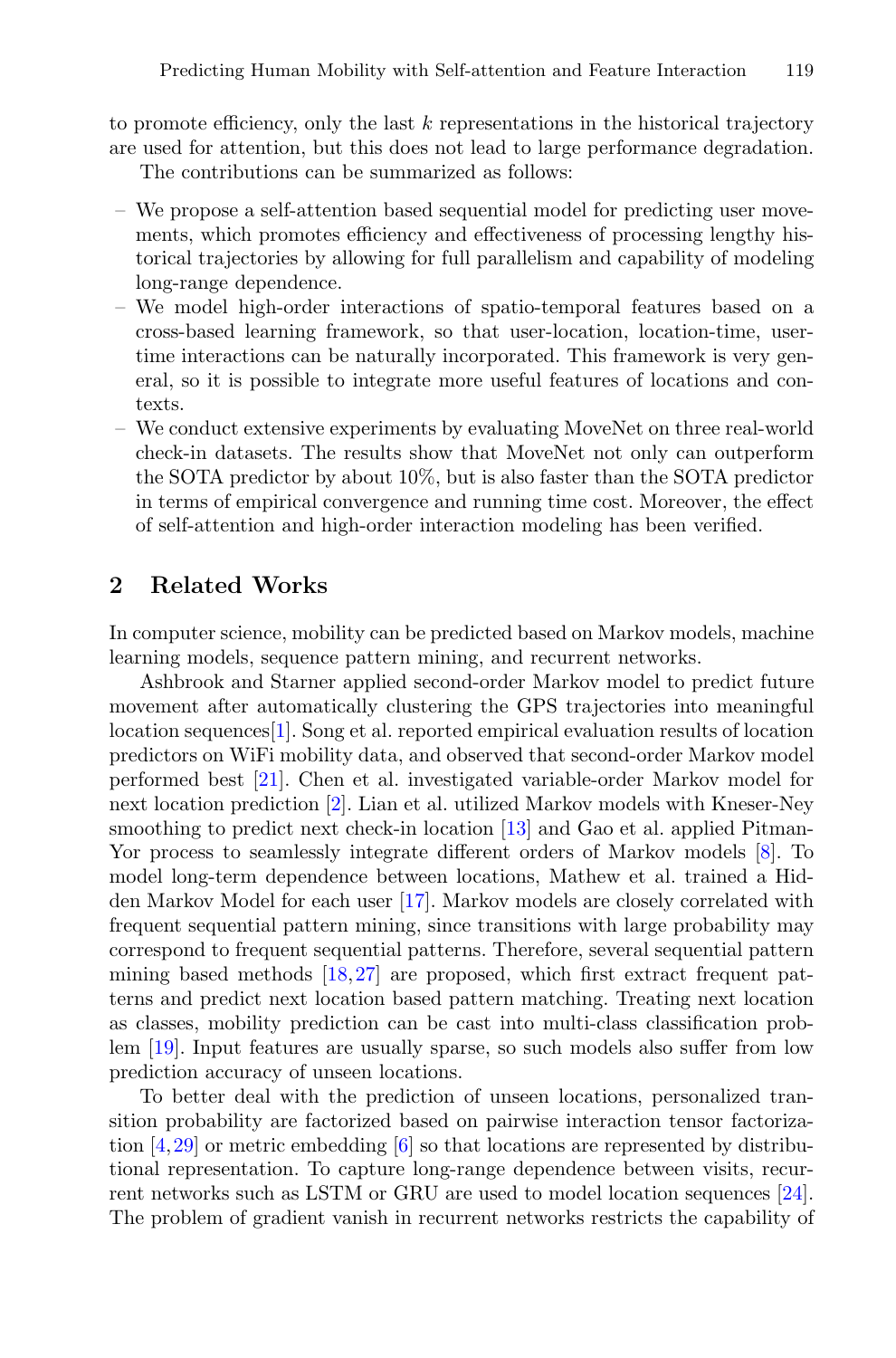to promote efficiency, only the last $k$ representations in the historical trajectory are used for attention, but this does not lead to large performance degradation.

The contributions can be summarized as follows:

- We propose a self-attention based sequential model for predicting user movements, which promotes efficiency and effectiveness of processing lengthy historical trajectories by allowing for full parallelism and capability of modeling long-range dependence.
- We model high-order interactions of spatio-temporal features based on a cross-based learning framework, so that user-location, location-time, user-time interactions can be naturally incorporated. This framework is very general, so it is possible to integrate more useful features of locations and contexts.
- We conduct extensive experiments by evaluating MoveNet on three real-world check-in datasets. The results show that MoveNet not only can outperform the SOTA predictor by about 10%, but is also faster than the SOTA predictor in terms of empirical convergence and running time cost. Moreover, the effect of self-attention and high-order interaction modeling has been verified.

## 2 Related Works

In computer science, mobility can be predicted based on Markov models, machine learning models, sequence pattern mining, and recurrent networks.

Ashbrook and Starner applied second-order Markov model to predict future movement after automatically clustering the GPS trajectories into meaningful location sequences[1]. Song et al. reported empirical evaluation results of location predictors on WiFi mobility data, and observed that second-order Markov model performed best [21]. Chen et al. investigated variable-order Markov model for next location prediction [2]. Lian et al. utilized Markov models with Kneser-Ney smoothing to predict next check-in location [13] and Gao et al. applied Pitman-Yor process to seamlessly integrate different orders of Markov models [8]. To model long-term dependence between locations, Mathew et al. trained a Hidden Markov Model for each user [17]. Markov models are closely correlated with frequent sequential pattern mining, since transitions with large probability may correspond to frequent sequential patterns. Therefore, several sequential pattern mining based methods [18,27] are proposed, which first extract frequent patterns and predict next location based pattern matching. Treating next location as classes, mobility prediction can be cast into multi-class classification problem [19]. Input features are usually sparse, so such models also suffer from low prediction accuracy of unseen locations.

To better deal with the prediction of unseen locations, personalized transition probability are factorized based on pairwise interaction tensor factorization [4,29] or metric embedding [6] so that locations are represented by distributional representation. To capture long-range dependence between visits, recurrent networks such as LSTM or GRU are used to model location sequences [24]. The problem of gradient vanish in recurrent networks restricts the capability of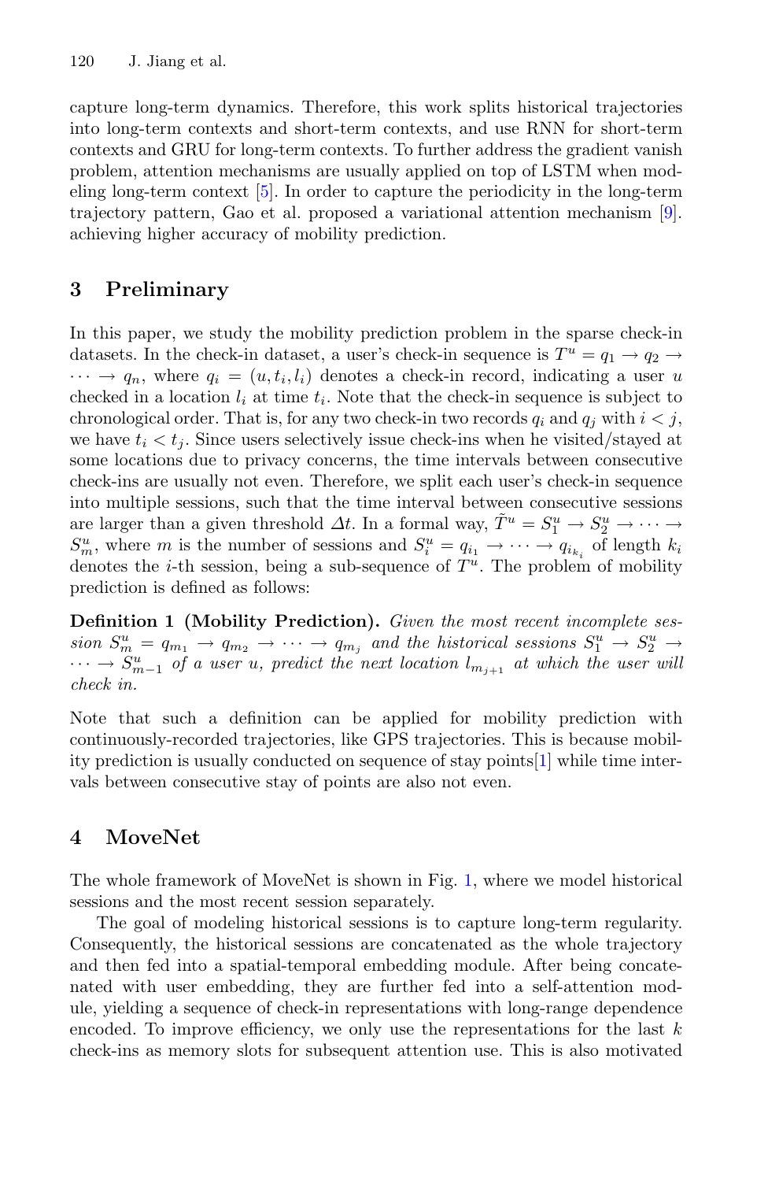capture long-term dynamics. Therefore, this work splits historical trajectories into long-term contexts and short-term contexts, and use RNN for short-term contexts and GRU for long-term contexts. To further address the gradient vanish problem, attention mechanisms are usually applied on top of LSTM when modeling long-term context [5]. In order to capture the periodicity in the long-term trajectory pattern, Gao et al. proposed a variational attention mechanism [9]. achieving higher accuracy of mobility prediction.

## 3 Preliminary

In this paper, we study the mobility prediction problem in the sparse check-in datasets. In the check-in dataset, a user's check-in sequence is $T^u = q_1 \to q_2 \to \cdots \to q_n$, where $q_i = (u, t_i, l_i)$ denotes a check-in record, indicating a user $u$ checked in a location $l_i$ at time $t_i$. Note that the check-in sequence is subject to chronological order. That is, for any two check-in two records $q_i$ and $q_j$ with $i < j$, we have $t_i < t_j$. Since users selectively issue check-ins when he visited/stayed at some locations due to privacy concerns, the time intervals between consecutive check-ins are usually not even. Therefore, we split each user's check-in sequence into multiple sessions, such that the time interval between consecutive sessions are larger than a given threshold $\Delta t$. In a formal way, $\tilde{T}^u = S_1^u \to S_2^u \to \cdots \to S_m^u$, where $m$ is the number of sessions and $S_i^u = q_{i_1} \to \cdots \to q_{i_{k_i}}$ of length $k_i$ denotes the $i$-th session, being a sub-sequence of $T^u$. The problem of mobility prediction is defined as follows:

**Definition 1 (Mobility Prediction).** *Given the most recent incomplete session $S_m^u = q_{m_1} \to q_{m_2} \to \cdots \to q_{m_j}$ and the historical sessions $S_1^u \to S_2^u \to \cdots \to S_{m-1}^u$ of a user $u$, predict the next location $l_{m_{j+1}}$ at which the user will check in.*

Note that such a definition can be applied for mobility prediction with continuously-recorded trajectories, like GPS trajectories. This is because mobility prediction is usually conducted on sequence of stay points[1] while time intervals between consecutive stay of points are also not even.

## 4 MoveNet

The whole framework of MoveNet is shown in Fig. 1, where we model historical sessions and the most recent session separately.

The goal of modeling historical sessions is to capture long-term regularity. Consequently, the historical sessions are concatenated as the whole trajectory and then fed into a spatial-temporal embedding module. After being concatenated with user embedding, they are further fed into a self-attention module, yielding a sequence of check-in representations with long-range dependence encoded. To improve efficiency, we only use the representations for the last $k$ check-ins as memory slots for subsequent attention use. This is also motivated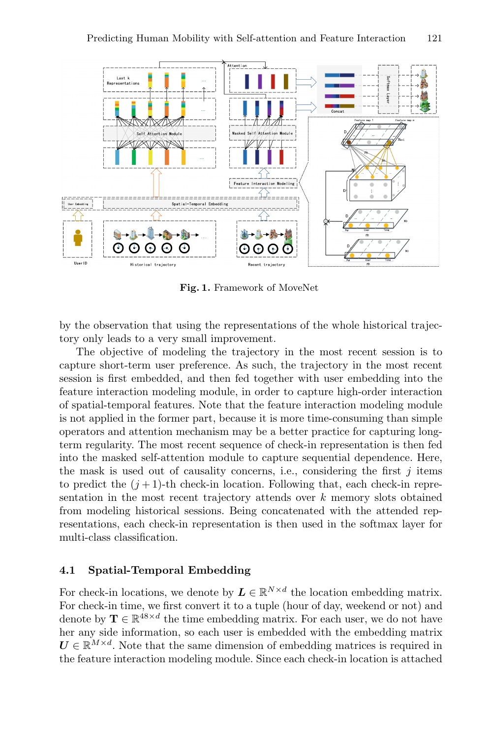**Fig. 1.** Framework of MoveNet

by the observation that using the representations of the whole historical trajectory only leads to a very small improvement.

The objective of modeling the trajectory in the most recent session is to capture short-term user preference. As such, the trajectory in the most recent session is first embedded, and then fed together with user embedding into the feature interaction modeling module, in order to capture high-order interaction of spatial-temporal features. Note that the feature interaction modeling module is not applied in the former part, because it is more time-consuming than simple operators and attention mechanism may be a better practice for capturing long-term regularity. The most recent sequence of check-in representation is then fed into the masked self-attention module to capture sequential dependence. Here, the mask is used out of causality concerns, i.e., considering the first $j$ items to predict the $(j+1)$-th check-in location. Following that, each check-in representation in the most recent trajectory attends over $k$ memory slots obtained from modeling historical sessions. Being concatenated with the attended representations, each check-in representation is then used in the softmax layer for multi-class classification.

### 4.1 Spatial-Temporal Embedding

For check-in locations, we denote by $\boldsymbol{L} \in \mathbb{R}^{N \times d}$ the location embedding matrix. For check-in time, we first convert it to a tuple (hour of day, weekend or not) and denote by $\mathbf{T} \in \mathbb{R}^{48 \times d}$ the time embedding matrix. For each user, we do not have her any side information, so each user is embedded with the embedding matrix $\boldsymbol{U} \in \mathbb{R}^{M \times d}$. Note that the same dimension of embedding matrices is required in the feature interaction modeling module. Since each check-in location is attached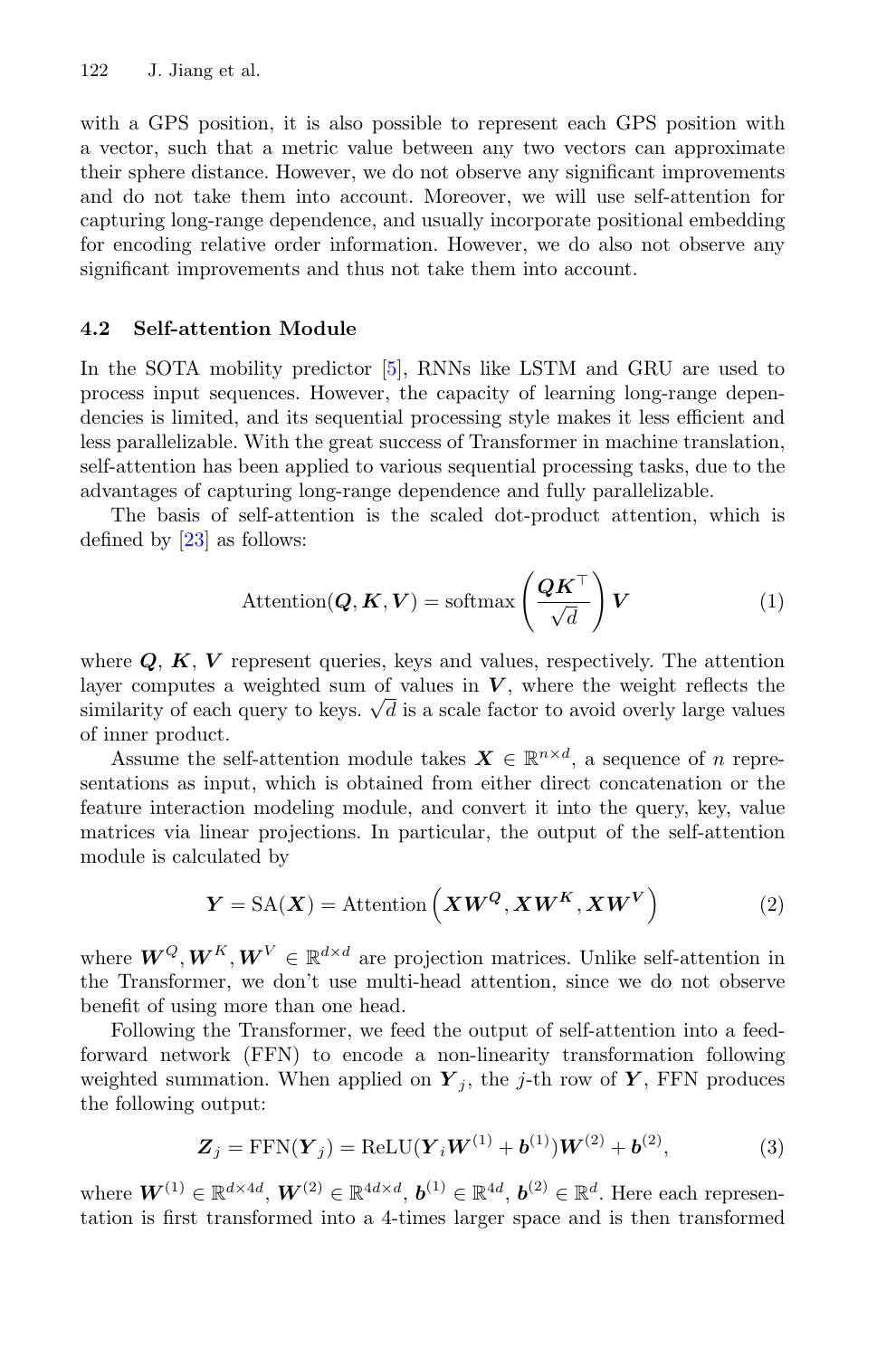with a GPS position, it is also possible to represent each GPS position with a vector, such that a metric value between any two vectors can approximate their sphere distance. However, we do not observe any significant improvements and do not take them into account. Moreover, we will use self-attention for capturing long-range dependence, and usually incorporate positional embedding for encoding relative order information. However, we do also not observe any significant improvements and thus not take them into account.

### 4.2 Self-attention Module

In the SOTA mobility predictor [5], RNNs like LSTM and GRU are used to process input sequences. However, the capacity of learning long-range dependencies is limited, and its sequential processing style makes it less efficient and less parallelizable. With the great success of Transformer in machine translation, self-attention has been applied to various sequential processing tasks, due to the advantages of capturing long-range dependence and fully parallelizable.

The basis of self-attention is the scaled dot-product attention, which is defined by [23] as follows:

$$\text{Attention}(\boldsymbol{Q}, \boldsymbol{K}, \boldsymbol{V}) = \text{softmax}\left(\frac{\boldsymbol{Q}\boldsymbol{K}^{\top}}{\sqrt{d}}\right)\boldsymbol{V} \tag{1}$$

where $\boldsymbol{Q}$, $\boldsymbol{K}$, $\boldsymbol{V}$ represent queries, keys and values, respectively. The attention layer computes a weighted sum of values in $\boldsymbol{V}$, where the weight reflects the similarity of each query to keys. $\sqrt{d}$ is a scale factor to avoid overly large values of inner product.

Assume the self-attention module takes $\boldsymbol{X} \in \mathbb{R}^{n \times d}$, a sequence of $n$ representations as input, which is obtained from either direct concatenation or the feature interaction modeling module, and convert it into the query, key, value matrices via linear projections. In particular, the output of the self-attention module is calculated by

$$\boldsymbol{Y} = \text{SA}(\boldsymbol{X}) = \text{Attention}\left(\boldsymbol{X}\boldsymbol{W}^{\boldsymbol{Q}}, \boldsymbol{X}\boldsymbol{W}^{\boldsymbol{K}}, \boldsymbol{X}\boldsymbol{W}^{\boldsymbol{V}}\right) \tag{2}$$

where $\boldsymbol{W}^{Q}, \boldsymbol{W}^{K}, \boldsymbol{W}^{V} \in \mathbb{R}^{d \times d}$ are projection matrices. Unlike self-attention in the Transformer, we don't use multi-head attention, since we do not observe benefit of using more than one head.

Following the Transformer, we feed the output of self-attention into a feed-forward network (FFN) to encode a non-linearity transformation following weighted summation. When applied on $\boldsymbol{Y}_j$, the $j$-th row of $\boldsymbol{Y}$, FFN produces the following output:

$$\boldsymbol{Z}_j = \text{FFN}(\boldsymbol{Y}_j) = \text{ReLU}(\boldsymbol{Y}_i\boldsymbol{W}^{(1)} + \boldsymbol{b}^{(1)})\boldsymbol{W}^{(2)} + \boldsymbol{b}^{(2)}, \tag{3}$$

where $\boldsymbol{W}^{(1)} \in \mathbb{R}^{d \times 4d}$, $\boldsymbol{W}^{(2)} \in \mathbb{R}^{4d \times d}$, $\boldsymbol{b}^{(1)} \in \mathbb{R}^{4d}$, $\boldsymbol{b}^{(2)} \in \mathbb{R}^{d}$. Here each representation is first transformed into a 4-times larger space and is then transformed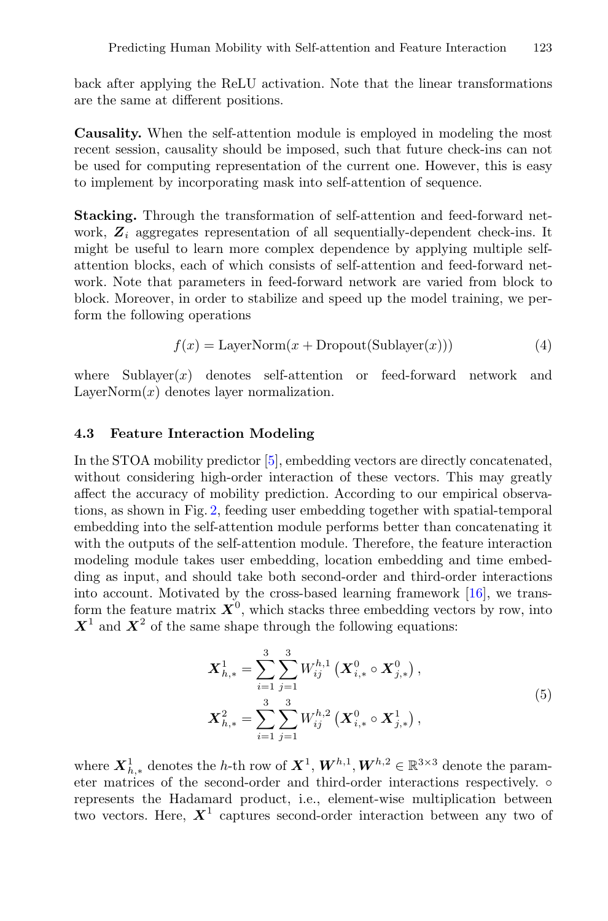back after applying the ReLU activation. Note that the linear transformations are the same at different positions.

**Causality.** When the self-attention module is employed in modeling the most recent session, causality should be imposed, such that future check-ins can not be used for computing representation of the current one. However, this is easy to implement by incorporating mask into self-attention of sequence.

**Stacking.** Through the transformation of self-attention and feed-forward network, $\boldsymbol{Z}_i$ aggregates representation of all sequentially-dependent check-ins. It might be useful to learn more complex dependence by applying multiple self-attention blocks, each of which consists of self-attention and feed-forward network. Note that parameters in feed-forward network are varied from block to block. Moreover, in order to stabilize and speed up the model training, we perform the following operations

$$f(x) = \text{LayerNorm}(x + \text{Dropout}(\text{Sublayer}(x))) \tag{4}$$

where $\text{Sublayer}(x)$ denotes self-attention or feed-forward network and $\text{LayerNorm}(x)$ denotes layer normalization.

### 4.3 Feature Interaction Modeling

In the STOA mobility predictor [5], embedding vectors are directly concatenated, without considering high-order interaction of these vectors. This may greatly affect the accuracy of mobility prediction. According to our empirical observations, as shown in Fig. 2, feeding user embedding together with spatial-temporal embedding into the self-attention module performs better than concatenating it with the outputs of the self-attention module. Therefore, the feature interaction modeling module takes user embedding, location embedding and time embedding as input, and should take both second-order and third-order interactions into account. Motivated by the cross-based learning framework [16], we transform the feature matrix $\boldsymbol{X}^0$, which stacks three embedding vectors by row, into $\boldsymbol{X}^1$ and $\boldsymbol{X}^2$ of the same shape through the following equations:

$$\begin{aligned}
\boldsymbol{X}^1_{h,*} &= \sum_{i=1}^{3}\sum_{j=1}^{3} W^{h,1}_{ij}\left(\boldsymbol{X}^0_{i,*} \circ \boldsymbol{X}^0_{j,*}\right), \\
\boldsymbol{X}^2_{h,*} &= \sum_{i=1}^{3}\sum_{j=1}^{3} W^{h,2}_{ij}\left(\boldsymbol{X}^0_{i,*} \circ \boldsymbol{X}^1_{j,*}\right),
\end{aligned} \tag{5}$$

where $\boldsymbol{X}^1_{h,*}$ denotes the $h$-th row of $\boldsymbol{X}^1$, $\boldsymbol{W}^{h,1}, \boldsymbol{W}^{h,2} \in \mathbb{R}^{3\times 3}$ denote the parameter matrices of the second-order and third-order interactions respectively. $\circ$ represents the Hadamard product, i.e., element-wise multiplication between two vectors. Here, $\boldsymbol{X}^1$ captures second-order interaction between any two of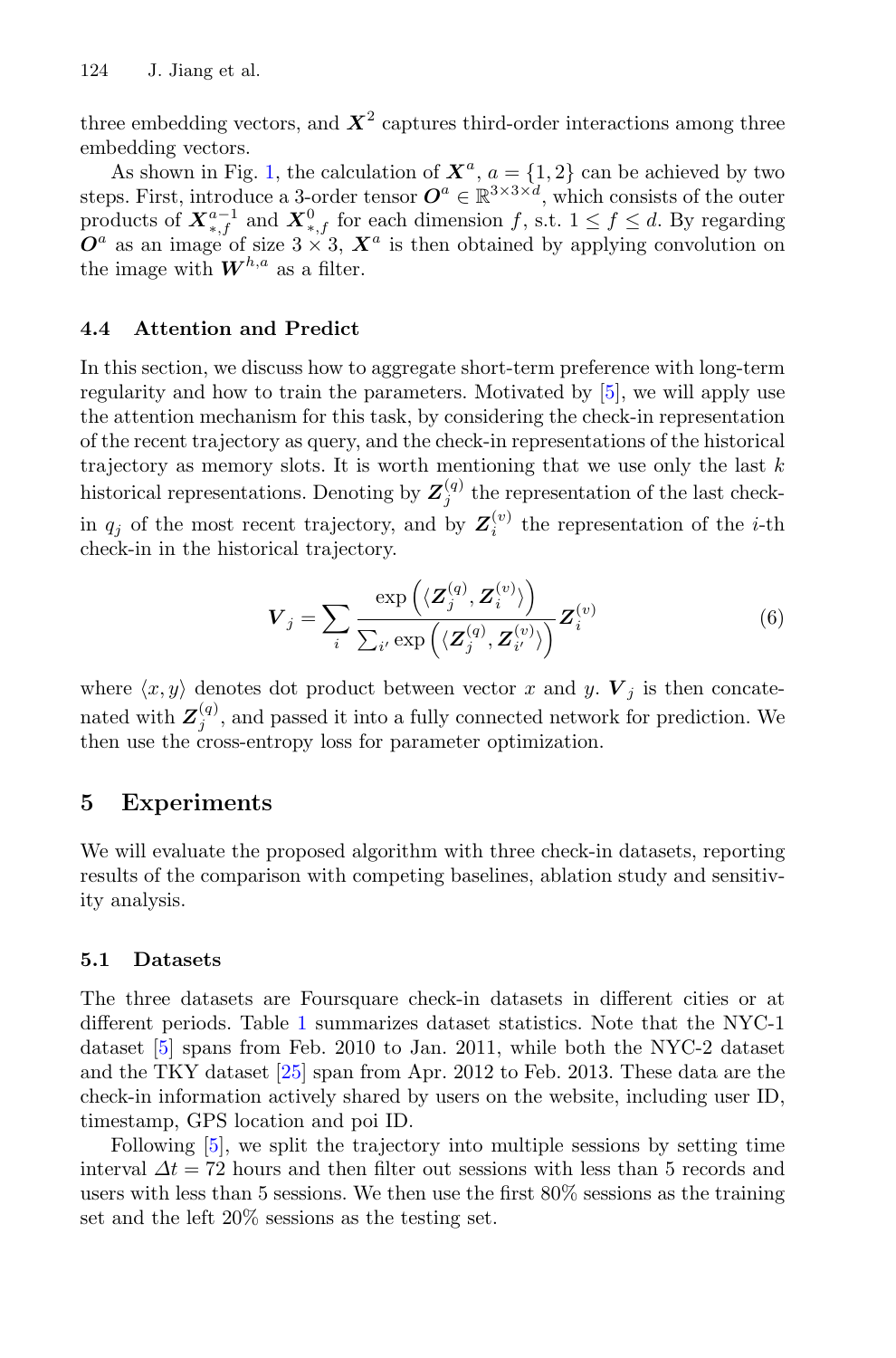three embedding vectors, and $\boldsymbol{X}^2$ captures third-order interactions among three embedding vectors.

As shown in Fig. 1, the calculation of $\boldsymbol{X}^a$, $a = \{1, 2\}$ can be achieved by two steps. First, introduce a 3-order tensor $\boldsymbol{O}^a \in \mathbb{R}^{3\times3\times d}$, which consists of the outer products of $\boldsymbol{X}^{a-1}_{*,f}$ and $\boldsymbol{X}^{0}_{*,f}$ for each dimension $f$, s.t. $1 \le f \le d$. By regarding $\boldsymbol{O}^a$ as an image of size $3 \times 3$, $\boldsymbol{X}^a$ is then obtained by applying convolution on the image with $\boldsymbol{W}^{h,a}$ as a filter.

### 4.4 Attention and Predict

In this section, we discuss how to aggregate short-term preference with long-term regularity and how to train the parameters. Motivated by [5], we will apply use the attention mechanism for this task, by considering the check-in representation of the recent trajectory as query, and the check-in representations of the historical trajectory as memory slots. It is worth mentioning that we use only the last $k$ historical representations. Denoting by $\boldsymbol{Z}^{(q)}_j$ the representation of the last check-in $q_j$ of the most recent trajectory, and by $\boldsymbol{Z}^{(v)}_i$ the representation of the $i$-th check-in in the historical trajectory.

$$\boldsymbol{V}_j = \sum_i \frac{\exp\left(\langle \boldsymbol{Z}^{(q)}_j, \boldsymbol{Z}^{(v)}_i \rangle\right)}{\sum_{i'} \exp\left(\langle \boldsymbol{Z}^{(q)}_j, \boldsymbol{Z}^{(v)}_{i'} \rangle\right)} \boldsymbol{Z}^{(v)}_i \tag{6}$$

where $\langle x, y \rangle$ denotes dot product between vector $x$ and $y$. $\boldsymbol{V}_j$ is then concatenated with $\boldsymbol{Z}^{(q)}_j$, and passed it into a fully connected network for prediction. We then use the cross-entropy loss for parameter optimization.

## 5 Experiments

We will evaluate the proposed algorithm with three check-in datasets, reporting results of the comparison with competing baselines, ablation study and sensitivity analysis.

### 5.1 Datasets

The three datasets are Foursquare check-in datasets in different cities or at different periods. Table 1 summarizes dataset statistics. Note that the NYC-1 dataset [5] spans from Feb. 2010 to Jan. 2011, while both the NYC-2 dataset and the TKY dataset [25] span from Apr. 2012 to Feb. 2013. These data are the check-in information actively shared by users on the website, including user ID, timestamp, GPS location and poi ID.

Following [5], we split the trajectory into multiple sessions by setting time interval $\Delta t = 72$ hours and then filter out sessions with less than 5 records and users with less than 5 sessions. We then use the first 80% sessions as the training set and the left 20% sessions as the testing set.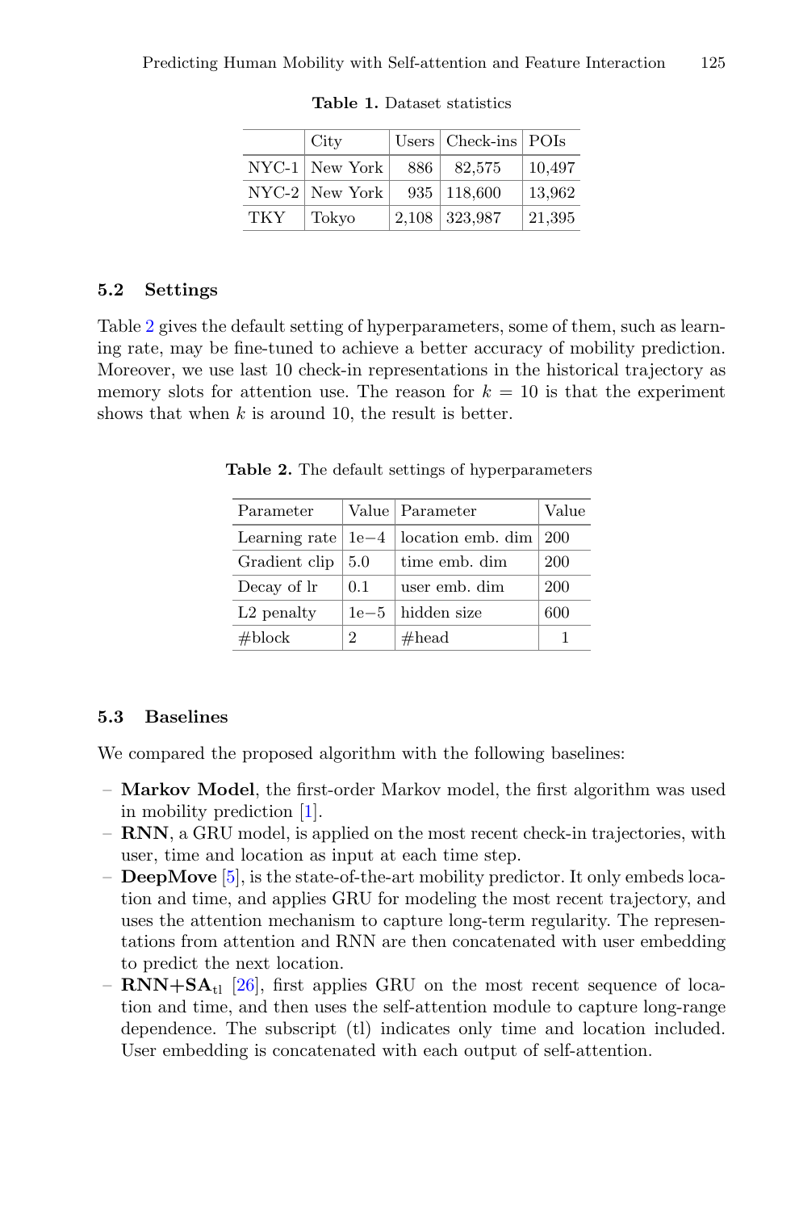**Table 1.** Dataset statistics

| | City | Users | Check-ins | POIs |
|---|---|---|---|---|
| NYC-1 | New York | 886 | 82,575 | 10,497 |
| NYC-2 | New York | 935 | 118,600 | 13,962 |
| TKY | Tokyo | 2,108 | 323,987 | 21,395 |

### 5.2 Settings

Table 2 gives the default setting of hyperparameters, some of them, such as learning rate, may be fine-tuned to achieve a better accuracy of mobility prediction. Moreover, we use last 10 check-in representations in the historical trajectory as memory slots for attention use. The reason for $k = 10$ is that the experiment shows that when $k$ is around 10, the result is better.

**Table 2.** The default settings of hyperparameters

| Parameter | Value | Parameter | Value |
|---|---|---|---|
| Learning rate | 1e−4 | location emb. dim | 200 |
| Gradient clip | 5.0 | time emb. dim | 200 |
| Decay of lr | 0.1 | user emb. dim | 200 |
| L2 penalty | 1e−5 | hidden size | 600 |
| #block | 2 | #head | 1 |

### 5.3 Baselines

We compared the proposed algorithm with the following baselines:

- **Markov Model**, the first-order Markov model, the first algorithm was used in mobility prediction [1].
- **RNN**, a GRU model, is applied on the most recent check-in trajectories, with user, time and location as input at each time step.
- **DeepMove** [5], is the state-of-the-art mobility predictor. It only embeds location and time, and applies GRU for modeling the most recent trajectory, and uses the attention mechanism to capture long-term regularity. The representations from attention and RNN are then concatenated with user embedding to predict the next location.
- **RNN+SA$_{\text{tl}}$** [26], first applies GRU on the most recent sequence of location and time, and then uses the self-attention module to capture long-range dependence. The subscript (tl) indicates only time and location included. User embedding is concatenated with each output of self-attention.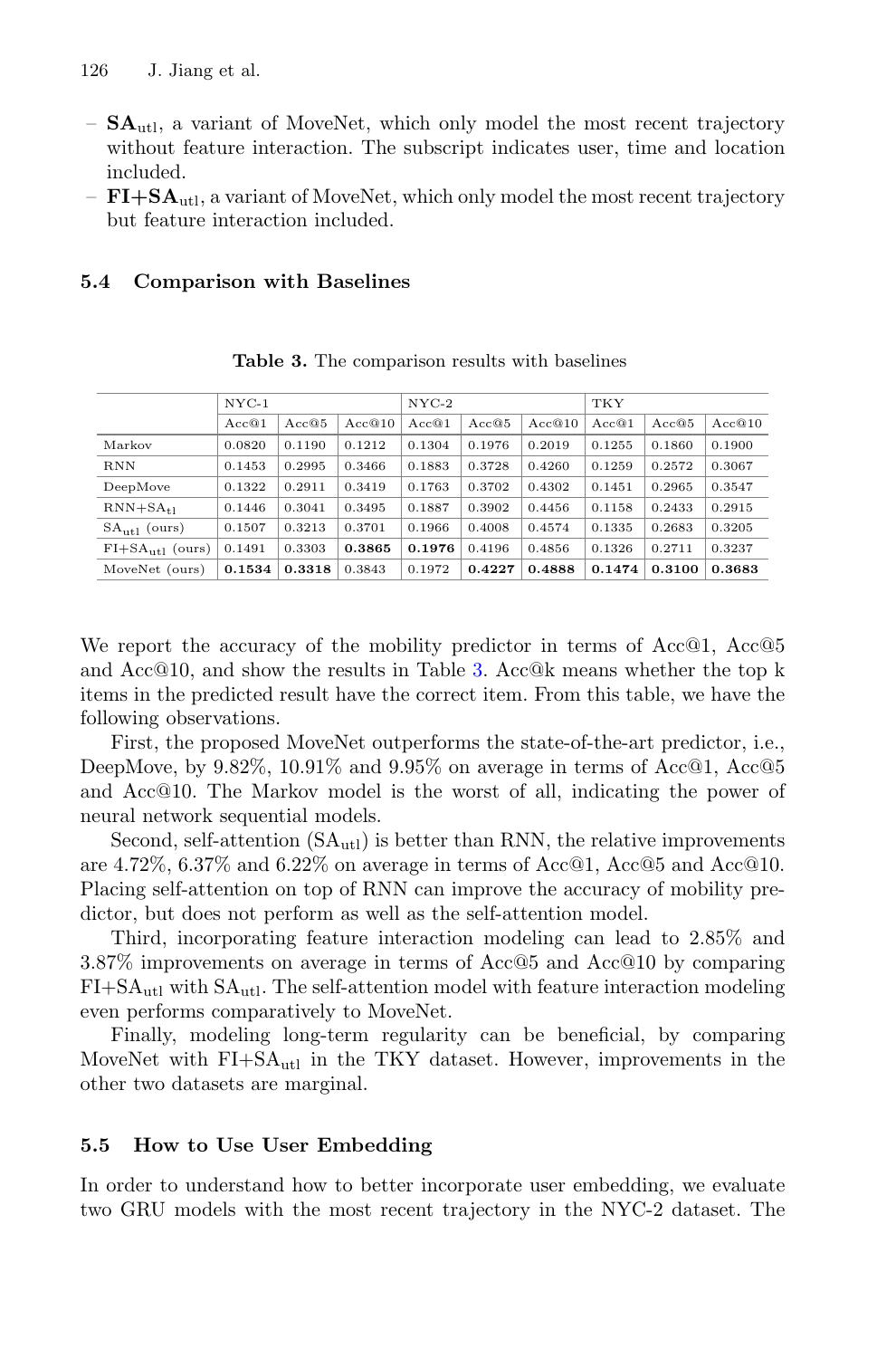- $\mathbf{SA}_{\text{utl}}$, a variant of MoveNet, which only model the most recent trajectory without feature interaction. The subscript indicates user, time and location included.
- $\mathbf{FI{+}SA}_{\text{utl}}$, a variant of MoveNet, which only model the most recent trajectory but feature interaction included.

### 5.4 Comparison with Baselines

**Table 3.** The comparison results with baselines

| | NYC-1 | | | NYC-2 | | | TKY | | |
|---|---|---|---|---|---|---|---|---|---|
| | Acc@1 | Acc@5 | Acc@10 | Acc@1 | Acc@5 | Acc@10 | Acc@1 | Acc@5 | Acc@10 |
| Markov | 0.0820 | 0.1190 | 0.1212 | 0.1304 | 0.1976 | 0.2019 | 0.1255 | 0.1860 | 0.1900 |
| RNN | 0.1453 | 0.2995 | 0.3466 | 0.1883 | 0.3728 | 0.4260 | 0.1259 | 0.2572 | 0.3067 |
| DeepMove | 0.1322 | 0.2911 | 0.3419 | 0.1763 | 0.3702 | 0.4302 | 0.1451 | 0.2965 | 0.3547 |
| RNN+$\text{SA}_{\text{tl}}$ | 0.1446 | 0.3041 | 0.3495 | 0.1887 | 0.3902 | 0.4456 | 0.1158 | 0.2433 | 0.2915 |
| $\text{SA}_{\text{utl}}$ (ours) | 0.1507 | 0.3213 | 0.3701 | 0.1966 | 0.4008 | 0.4574 | 0.1335 | 0.2683 | 0.3205 |
| FI+$\text{SA}_{\text{utl}}$ (ours) | 0.1491 | 0.3303 | **0.3865** | **0.1976** | 0.4196 | 0.4856 | 0.1326 | 0.2711 | 0.3237 |
| MoveNet (ours) | **0.1534** | **0.3318** | 0.3843 | 0.1972 | **0.4227** | **0.4888** | **0.1474** | **0.3100** | **0.3683** |

We report the accuracy of the mobility predictor in terms of Acc@1, Acc@5 and Acc@10, and show the results in Table 3. Acc@k means whether the top k items in the predicted result have the correct item. From this table, we have the following observations.

First, the proposed MoveNet outperforms the state-of-the-art predictor, i.e., DeepMove, by 9.82%, 10.91% and 9.95% on average in terms of Acc@1, Acc@5 and Acc@10. The Markov model is the worst of all, indicating the power of neural network sequential models.

Second, self-attention ($\text{SA}_{\text{utl}}$) is better than RNN, the relative improvements are 4.72%, 6.37% and 6.22% on average in terms of Acc@1, Acc@5 and Acc@10. Placing self-attention on top of RNN can improve the accuracy of mobility predictor, but does not perform as well as the self-attention model.

Third, incorporating feature interaction modeling can lead to 2.85% and 3.87% improvements on average in terms of Acc@5 and Acc@10 by comparing FI+$\text{SA}_{\text{utl}}$ with $\text{SA}_{\text{utl}}$. The self-attention model with feature interaction modeling even performs comparatively to MoveNet.

Finally, modeling long-term regularity can be beneficial, by comparing MoveNet with FI+$\text{SA}_{\text{utl}}$ in the TKY dataset. However, improvements in the other two datasets are marginal.

### 5.5 How to Use User Embedding

In order to understand how to better incorporate user embedding, we evaluate two GRU models with the most recent trajectory in the NYC-2 dataset. The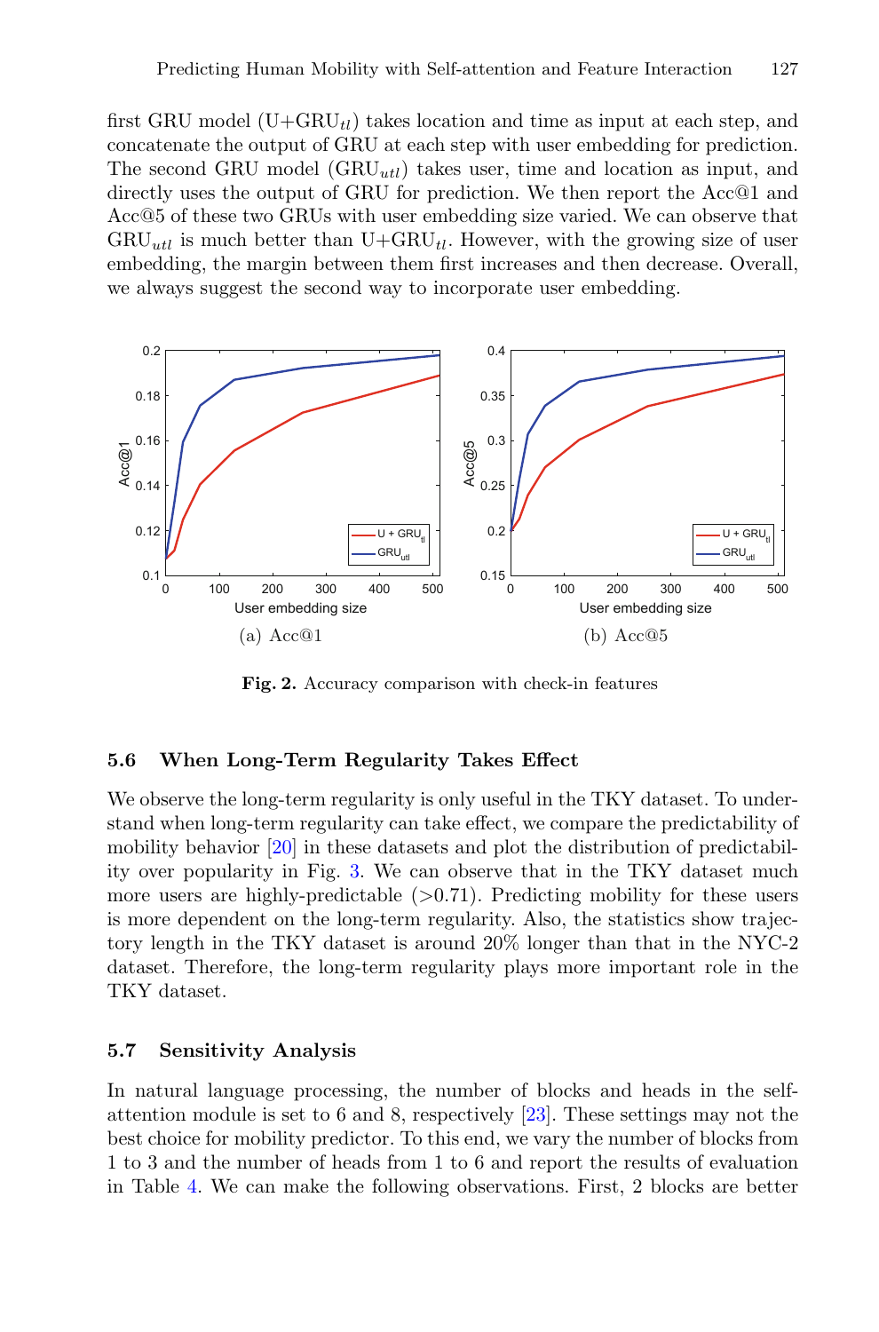first GRU model (U+GRU$_{tl}$) takes location and time as input at each step, and concatenate the output of GRU at each step with user embedding for prediction. The second GRU model (GRU$_{utl}$) takes user, time and location as input, and directly uses the output of GRU for prediction. We then report the Acc@1 and Acc@5 of these two GRUs with user embedding size varied. We can observe that GRU$_{utl}$ is much better than U+GRU$_{tl}$. However, with the growing size of user embedding, the margin between them first increases and then decrease. Overall, we always suggest the second way to incorporate user embedding.

(a) Acc@1

(b) Acc@5

**Fig. 2.** Accuracy comparison with check-in features

### 5.6 When Long-Term Regularity Takes Effect

We observe the long-term regularity is only useful in the TKY dataset. To understand when long-term regularity can take effect, we compare the predictability of mobility behavior [20] in these datasets and plot the distribution of predictability over popularity in Fig. 3. We can observe that in the TKY dataset much more users are highly-predictable (>0.71). Predicting mobility for these users is more dependent on the long-term regularity. Also, the statistics show trajectory length in the TKY dataset is around 20% longer than that in the NYC-2 dataset. Therefore, the long-term regularity plays more important role in the TKY dataset.

### 5.7 Sensitivity Analysis

In natural language processing, the number of blocks and heads in the self-attention module is set to 6 and 8, respectively [23]. These settings may not the best choice for mobility predictor. To this end, we vary the number of blocks from 1 to 3 and the number of heads from 1 to 6 and report the results of evaluation in Table 4. We can make the following observations. First, 2 blocks are better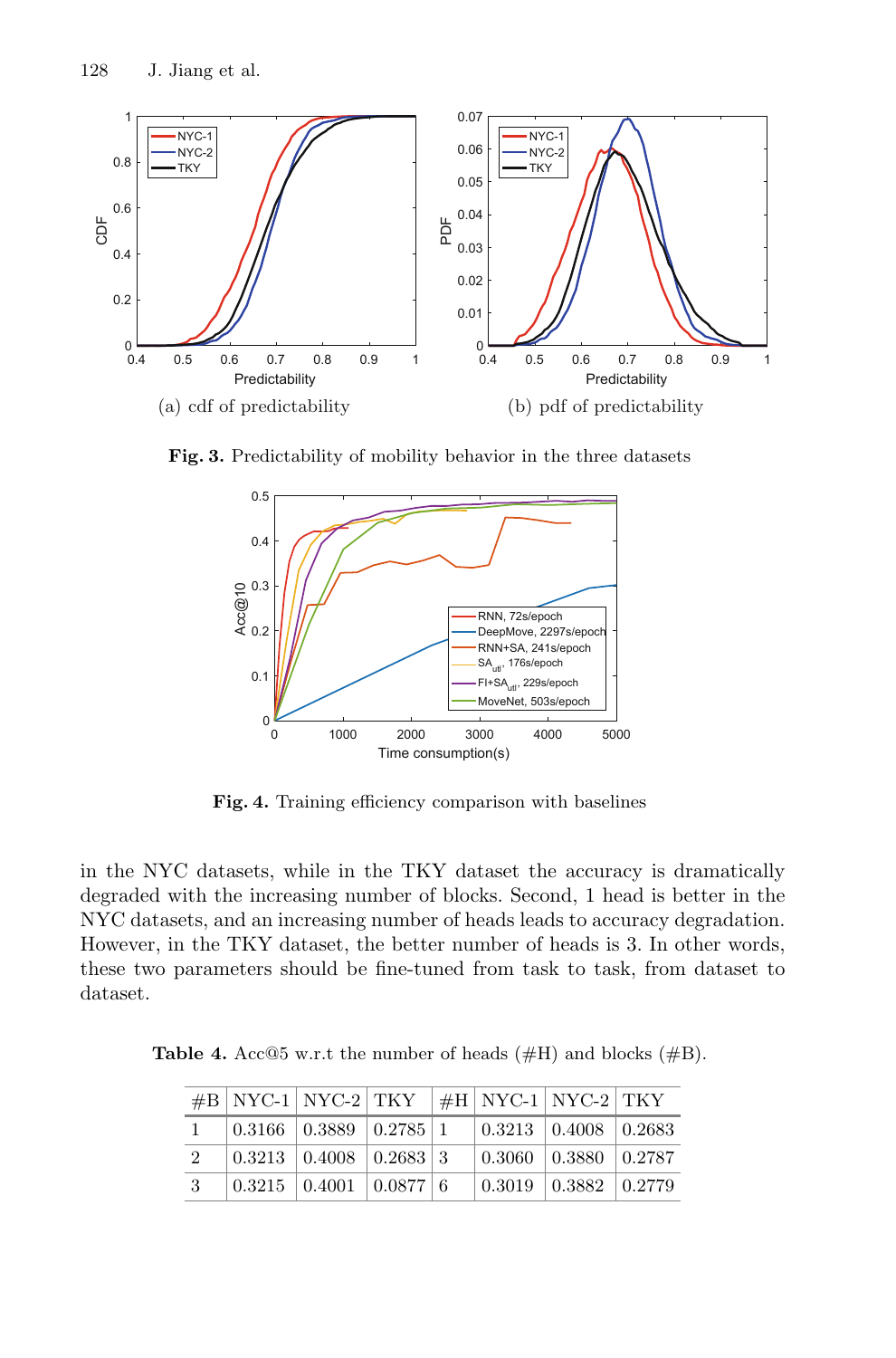(a) cdf of predictability

(b) pdf of predictability

**Fig. 3.** Predictability of mobility behavior in the three datasets

**Fig. 4.** Training efficiency comparison with baselines

in the NYC datasets, while in the TKY dataset the accuracy is dramatically degraded with the increasing number of blocks. Second, 1 head is better in the NYC datasets, and an increasing number of heads leads to accuracy degradation. However, in the TKY dataset, the better number of heads is 3. In other words, these two parameters should be fine-tuned from task to task, from dataset to dataset.

**Table 4.** Acc@5 w.r.t the number of heads (#H) and blocks (#B).

| #B | NYC-1 | NYC-2 | TKY | #H | NYC-1 | NYC-2 | TKY |
|---|---|---|---|---|---|---|---|
| 1 | 0.3166 | 0.3889 | 0.2785 | 1 | 0.3213 | 0.4008 | 0.2683 |
| 2 | 0.3213 | 0.4008 | 0.2683 | 3 | 0.3060 | 0.3880 | 0.2787 |
| 3 | 0.3215 | 0.4001 | 0.0877 | 6 | 0.3019 | 0.3882 | 0.2779 |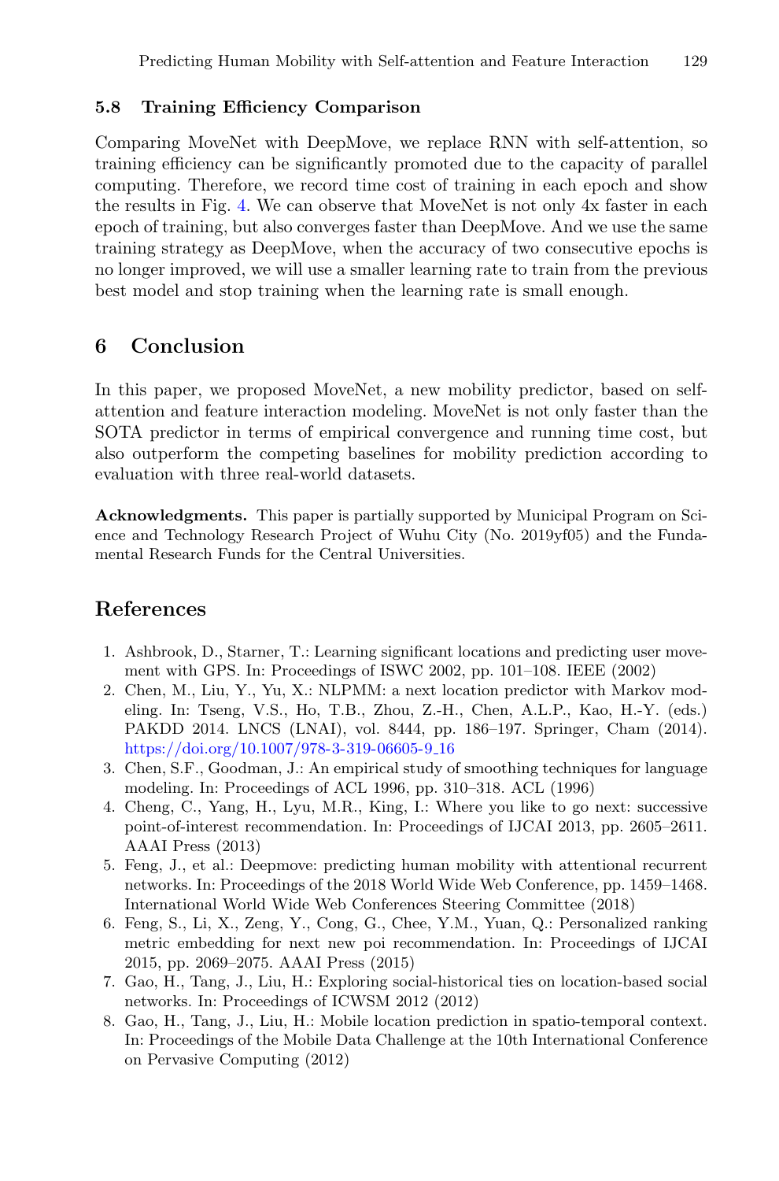### 5.8 Training Efficiency Comparison

Comparing MoveNet with DeepMove, we replace RNN with self-attention, so training efficiency can be significantly promoted due to the capacity of parallel computing. Therefore, we record time cost of training in each epoch and show the results in Fig. 4. We can observe that MoveNet is not only 4x faster in each epoch of training, but also converges faster than DeepMove. And we use the same training strategy as DeepMove, when the accuracy of two consecutive epochs is no longer improved, we will use a smaller learning rate to train from the previous best model and stop training when the learning rate is small enough.

## 6 Conclusion

In this paper, we proposed MoveNet, a new mobility predictor, based on self-attention and feature interaction modeling. MoveNet is not only faster than the SOTA predictor in terms of empirical convergence and running time cost, but also outperform the competing baselines for mobility prediction according to evaluation with three real-world datasets.

**Acknowledgments.** This paper is partially supported by Municipal Program on Science and Technology Research Project of Wuhu City (No. 2019yf05) and the Fundamental Research Funds for the Central Universities.

## References

1. Ashbrook, D., Starner, T.: Learning significant locations and predicting user movement with GPS. In: Proceedings of ISWC 2002, pp. 101–108. IEEE (2002)
2. Chen, M., Liu, Y., Yu, X.: NLPMM: a next location predictor with Markov modeling. In: Tseng, V.S., Ho, T.B., Zhou, Z.-H., Chen, A.L.P., Kao, H.-Y. (eds.) PAKDD 2014. LNCS (LNAI), vol. 8444, pp. 186–197. Springer, Cham (2014). https://doi.org/10.1007/978-3-319-06605-9_16
3. Chen, S.F., Goodman, J.: An empirical study of smoothing techniques for language modeling. In: Proceedings of ACL 1996, pp. 310–318. ACL (1996)
4. Cheng, C., Yang, H., Lyu, M.R., King, I.: Where you like to go next: successive point-of-interest recommendation. In: Proceedings of IJCAI 2013, pp. 2605–2611. AAAI Press (2013)
5. Feng, J., et al.: Deepmove: predicting human mobility with attentional recurrent networks. In: Proceedings of the 2018 World Wide Web Conference, pp. 1459–1468. International World Wide Web Conferences Steering Committee (2018)
6. Feng, S., Li, X., Zeng, Y., Cong, G., Chee, Y.M., Yuan, Q.: Personalized ranking metric embedding for next new poi recommendation. In: Proceedings of IJCAI 2015, pp. 2069–2075. AAAI Press (2015)
7. Gao, H., Tang, J., Liu, H.: Exploring social-historical ties on location-based social networks. In: Proceedings of ICWSM 2012 (2012)
8. Gao, H., Tang, J., Liu, H.: Mobile location prediction in spatio-temporal context. In: Proceedings of the Mobile Data Challenge at the 10th International Conference on Pervasive Computing (2012)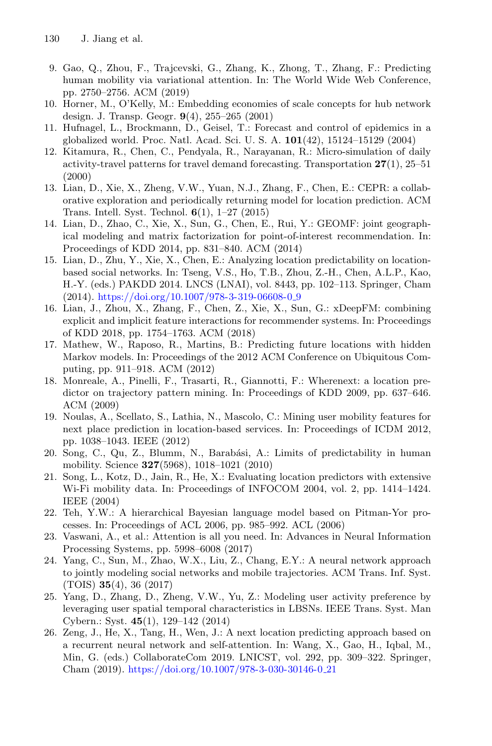9. Gao, Q., Zhou, F., Trajcevski, G., Zhang, K., Zhong, T., Zhang, F.: Predicting human mobility via variational attention. In: The World Wide Web Conference, pp. 2750–2756. ACM (2019)
10. Horner, M., O'Kelly, M.: Embedding economies of scale concepts for hub network design. J. Transp. Geogr. **9**(4), 255–265 (2001)
11. Hufnagel, L., Brockmann, D., Geisel, T.: Forecast and control of epidemics in a globalized world. Proc. Natl. Acad. Sci. U. S. A. **101**(42), 15124–15129 (2004)
12. Kitamura, R., Chen, C., Pendyala, R., Narayanan, R.: Micro-simulation of daily activity-travel patterns for travel demand forecasting. Transportation **27**(1), 25–51 (2000)
13. Lian, D., Xie, X., Zheng, V.W., Yuan, N.J., Zhang, F., Chen, E.: CEPR: a collaborative exploration and periodically returning model for location prediction. ACM Trans. Intell. Syst. Technol. **6**(1), 1–27 (2015)
14. Lian, D., Zhao, C., Xie, X., Sun, G., Chen, E., Rui, Y.: GEOMF: joint geographical modeling and matrix factorization for point-of-interest recommendation. In: Proceedings of KDD 2014, pp. 831–840. ACM (2014)
15. Lian, D., Zhu, Y., Xie, X., Chen, E.: Analyzing location predictability on location-based social networks. In: Tseng, V.S., Ho, T.B., Zhou, Z.-H., Chen, A.L.P., Kao, H.-Y. (eds.) PAKDD 2014. LNCS (LNAI), vol. 8443, pp. 102–113. Springer, Cham (2014). https://doi.org/10.1007/978-3-319-06608-0_9
16. Lian, J., Zhou, X., Zhang, F., Chen, Z., Xie, X., Sun, G.: xDeepFM: combining explicit and implicit feature interactions for recommender systems. In: Proceedings of KDD 2018, pp. 1754–1763. ACM (2018)
17. Mathew, W., Raposo, R., Martins, B.: Predicting future locations with hidden Markov models. In: Proceedings of the 2012 ACM Conference on Ubiquitous Computing, pp. 911–918. ACM (2012)
18. Monreale, A., Pinelli, F., Trasarti, R., Giannotti, F.: Wherenext: a location predictor on trajectory pattern mining. In: Proceedings of KDD 2009, pp. 637–646. ACM (2009)
19. Noulas, A., Scellato, S., Lathia, N., Mascolo, C.: Mining user mobility features for next place prediction in location-based services. In: Proceedings of ICDM 2012, pp. 1038–1043. IEEE (2012)
20. Song, C., Qu, Z., Blumm, N., Barabási, A.: Limits of predictability in human mobility. Science **327**(5968), 1018–1021 (2010)
21. Song, L., Kotz, D., Jain, R., He, X.: Evaluating location predictors with extensive Wi-Fi mobility data. In: Proceedings of INFOCOM 2004, vol. 2, pp. 1414–1424. IEEE (2004)
22. Teh, Y.W.: A hierarchical Bayesian language model based on Pitman-Yor processes. In: Proceedings of ACL 2006, pp. 985–992. ACL (2006)
23. Vaswani, A., et al.: Attention is all you need. In: Advances in Neural Information Processing Systems, pp. 5998–6008 (2017)
24. Yang, C., Sun, M., Zhao, W.X., Liu, Z., Chang, E.Y.: A neural network approach to jointly modeling social networks and mobile trajectories. ACM Trans. Inf. Syst. (TOIS) **35**(4), 36 (2017)
25. Yang, D., Zhang, D., Zheng, V.W., Yu, Z.: Modeling user activity preference by leveraging user spatial temporal characteristics in LBSNs. IEEE Trans. Syst. Man Cybern.: Syst. **45**(1), 129–142 (2014)
26. Zeng, J., He, X., Tang, H., Wen, J.: A next location predicting approach based on a recurrent neural network and self-attention. In: Wang, X., Gao, H., Iqbal, M., Min, G. (eds.) CollaborateCom 2019. LNICST, vol. 292, pp. 309–322. Springer, Cham (2019). https://doi.org/10.1007/978-3-030-30146-0_21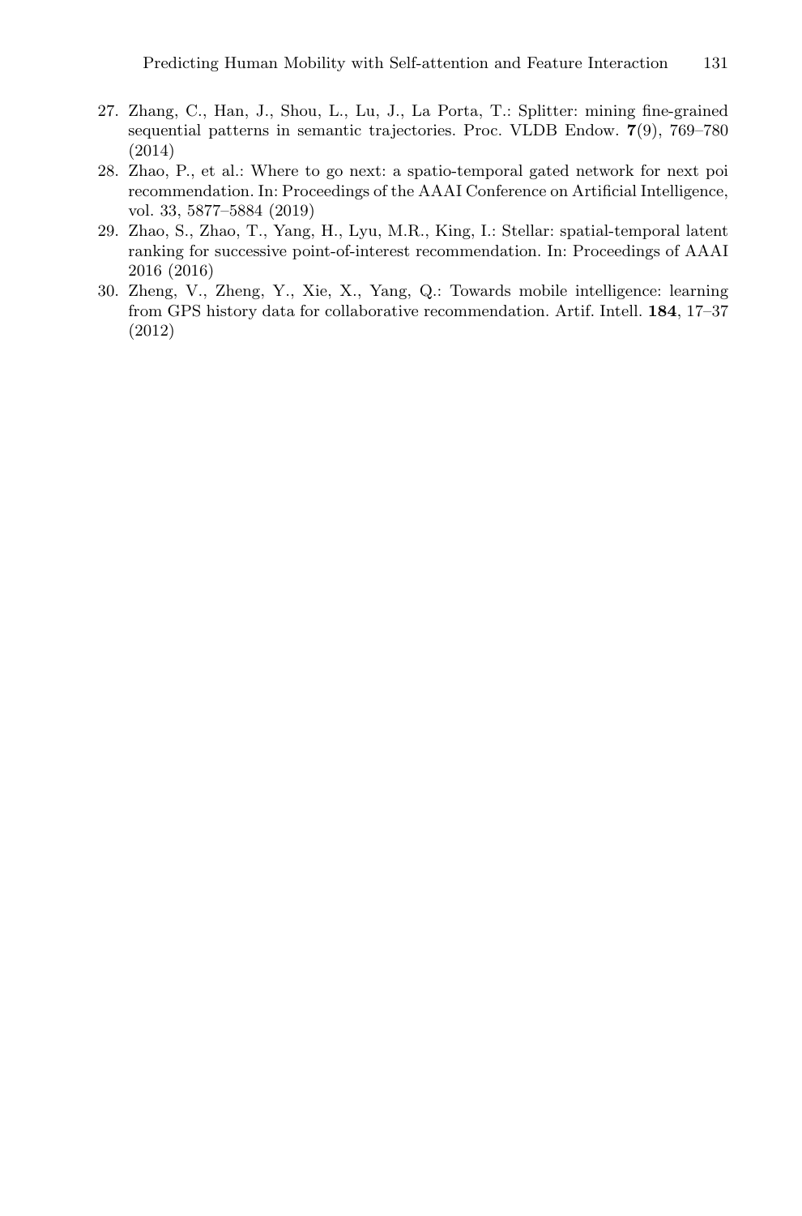27. Zhang, C., Han, J., Shou, L., Lu, J., La Porta, T.: Splitter: mining fine-grained sequential patterns in semantic trajectories. Proc. VLDB Endow. **7**(9), 769–780 (2014)
28. Zhao, P., et al.: Where to go next: a spatio-temporal gated network for next poi recommendation. In: Proceedings of the AAAI Conference on Artificial Intelligence, vol. 33, 5877–5884 (2019)
29. Zhao, S., Zhao, T., Yang, H., Lyu, M.R., King, I.: Stellar: spatial-temporal latent ranking for successive point-of-interest recommendation. In: Proceedings of AAAI 2016 (2016)
30. Zheng, V., Zheng, Y., Xie, X., Yang, Q.: Towards mobile intelligence: learning from GPS history data for collaborative recommendation. Artif. Intell. **184**, 17–37 (2012)